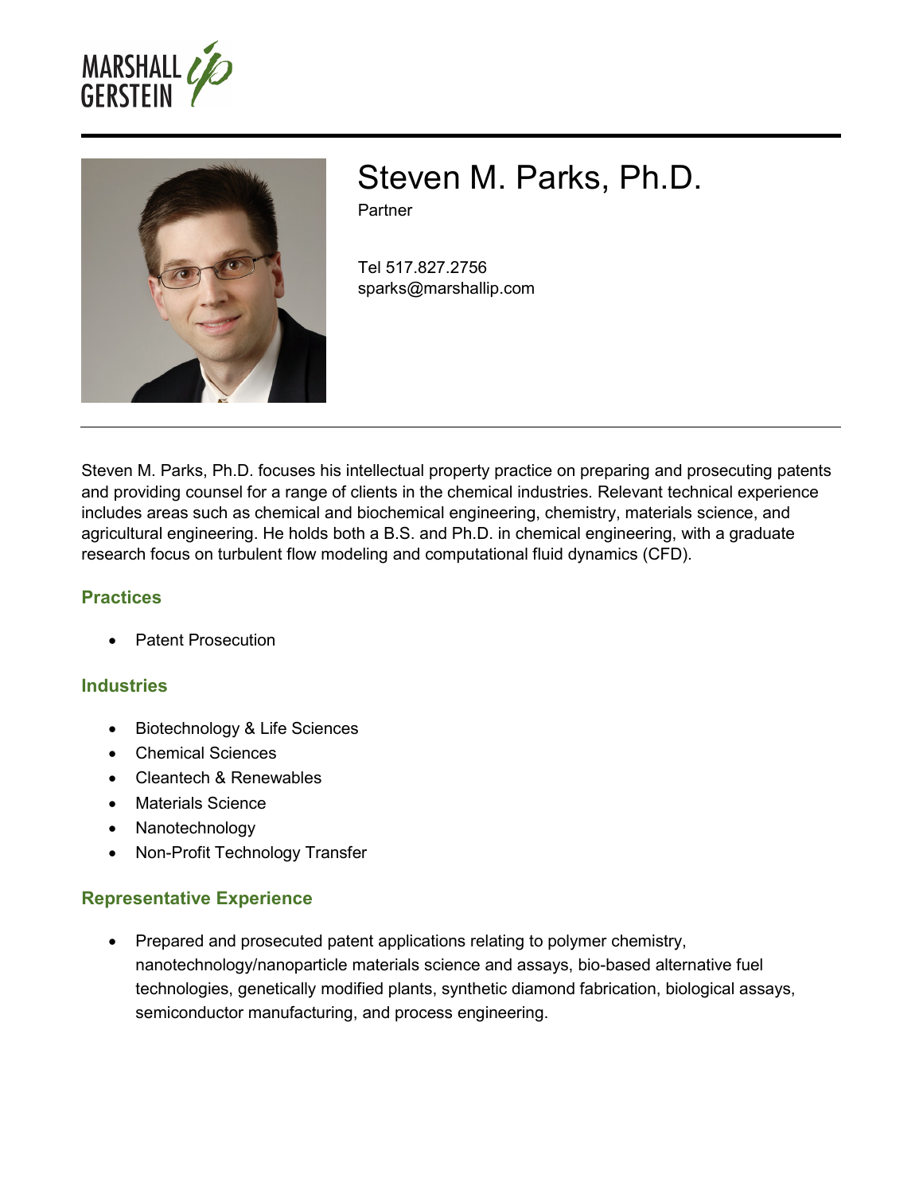# Steven M. Parks, Ph.D.

Partner

Tel 517.827.2756
sparks@marshallip.com

Steven M. Parks, Ph.D. focuses his intellectual property practice on preparing and prosecuting patents and providing counsel for a range of clients in the chemical industries. Relevant technical experience includes areas such as chemical and biochemical engineering, chemistry, materials science, and agricultural engineering. He holds both a B.S. and Ph.D. in chemical engineering, with a graduate research focus on turbulent flow modeling and computational fluid dynamics (CFD).

## Practices

- Patent Prosecution

## Industries

- Biotechnology & Life Sciences
- Chemical Sciences
- Cleantech & Renewables
- Materials Science
- Nanotechnology
- Non-Profit Technology Transfer

## Representative Experience

- Prepared and prosecuted patent applications relating to polymer chemistry, nanotechnology/nanoparticle materials science and assays, bio-based alternative fuel technologies, genetically modified plants, synthetic diamond fabrication, biological assays, semiconductor manufacturing, and process engineering.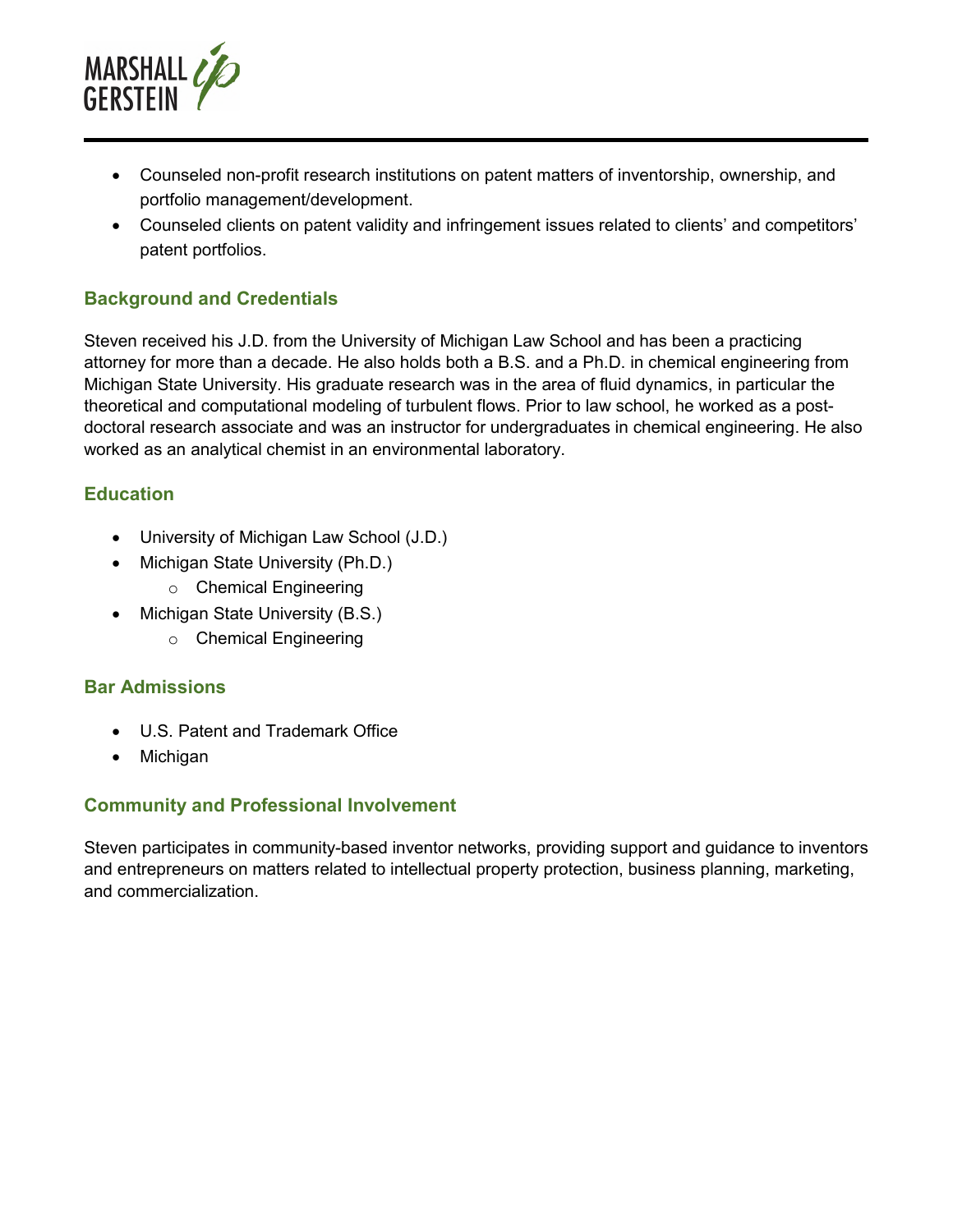- Counseled non-profit research institutions on patent matters of inventorship, ownership, and portfolio management/development.
- Counseled clients on patent validity and infringement issues related to clients' and competitors' patent portfolios.

## Background and Credentials

Steven received his J.D. from the University of Michigan Law School and has been a practicing attorney for more than a decade. He also holds both a B.S. and a Ph.D. in chemical engineering from Michigan State University. His graduate research was in the area of fluid dynamics, in particular the theoretical and computational modeling of turbulent flows. Prior to law school, he worked as a post-doctoral research associate and was an instructor for undergraduates in chemical engineering. He also worked as an analytical chemist in an environmental laboratory.

## Education

- University of Michigan Law School (J.D.)
- Michigan State University (Ph.D.)
  - Chemical Engineering
- Michigan State University (B.S.)
  - Chemical Engineering

## Bar Admissions

- U.S. Patent and Trademark Office
- Michigan

## Community and Professional Involvement

Steven participates in community-based inventor networks, providing support and guidance to inventors and entrepreneurs on matters related to intellectual property protection, business planning, marketing, and commercialization.